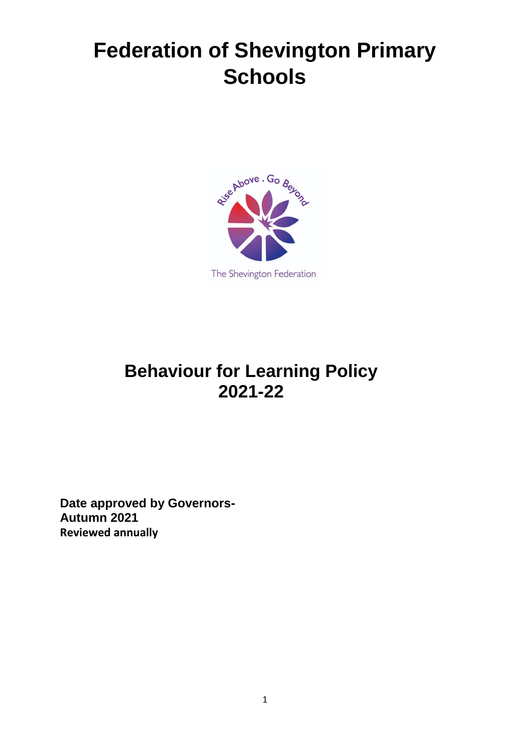# Federation of Shevington Primary Schools

Rise Above . Go Beyond

The Shevington Federation

## Behaviour for Learning Policy 2021-22

**Date approved by Governors- Autumn 2021**
**Reviewed annually**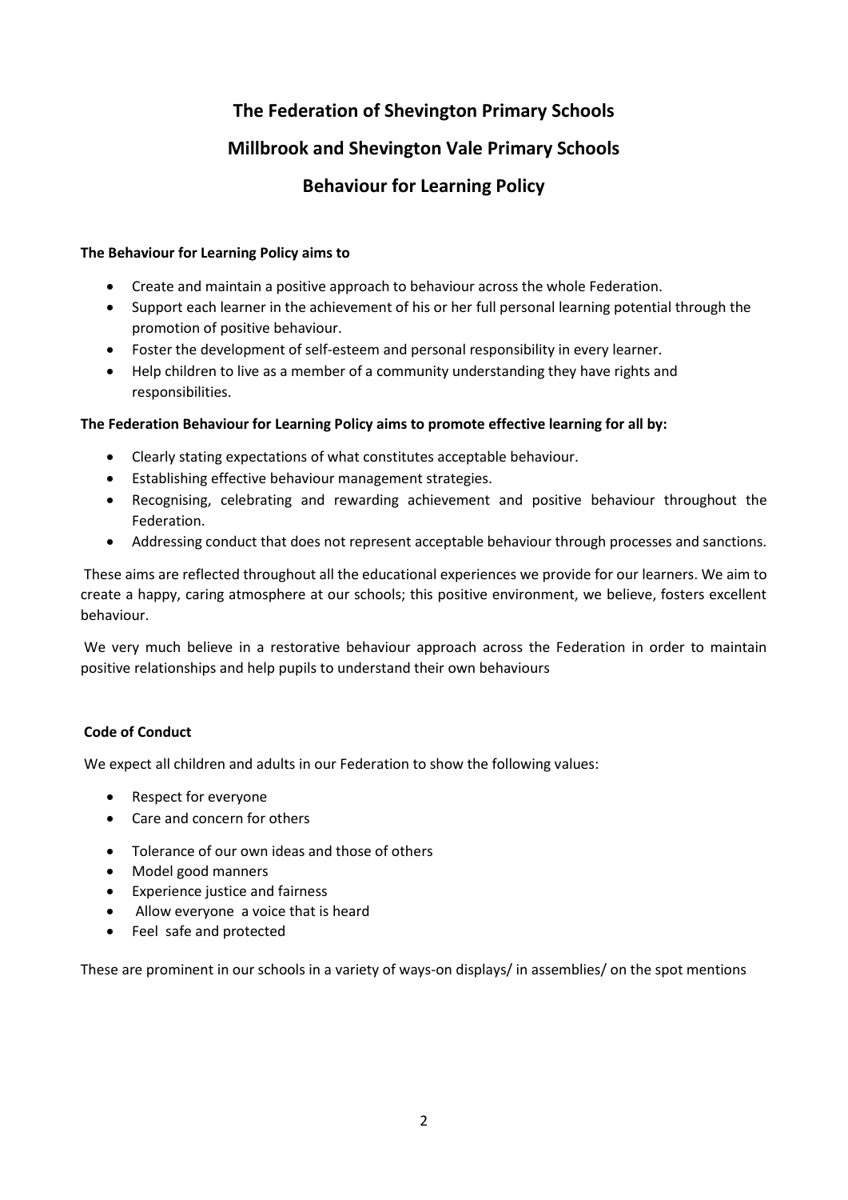# The Federation of Shevington Primary Schools

# Millbrook and Shevington Vale Primary Schools

# Behaviour for Learning Policy

**The Behaviour for Learning Policy aims to**

- Create and maintain a positive approach to behaviour across the whole Federation.
- Support each learner in the achievement of his or her full personal learning potential through the promotion of positive behaviour.
- Foster the development of self-esteem and personal responsibility in every learner.
- Help children to live as a member of a community understanding they have rights and responsibilities.

**The Federation Behaviour for Learning Policy aims to promote effective learning for all by:**

- Clearly stating expectations of what constitutes acceptable behaviour.
- Establishing effective behaviour management strategies.
- Recognising, celebrating and rewarding achievement and positive behaviour throughout the Federation.
- Addressing conduct that does not represent acceptable behaviour through processes and sanctions.

These aims are reflected throughout all the educational experiences we provide for our learners. We aim to create a happy, caring atmosphere at our schools; this positive environment, we believe, fosters excellent behaviour.

We very much believe in a restorative behaviour approach across the Federation in order to maintain positive relationships and help pupils to understand their own behaviours

**Code of Conduct**

We expect all children and adults in our Federation to show the following values:

- Respect for everyone
- Care and concern for others
- Tolerance of our own ideas and those of others
- Model good manners
- Experience justice and fairness
- Allow everyone a voice that is heard
- Feel safe and protected

These are prominent in our schools in a variety of ways-on displays/ in assemblies/ on the spot mentions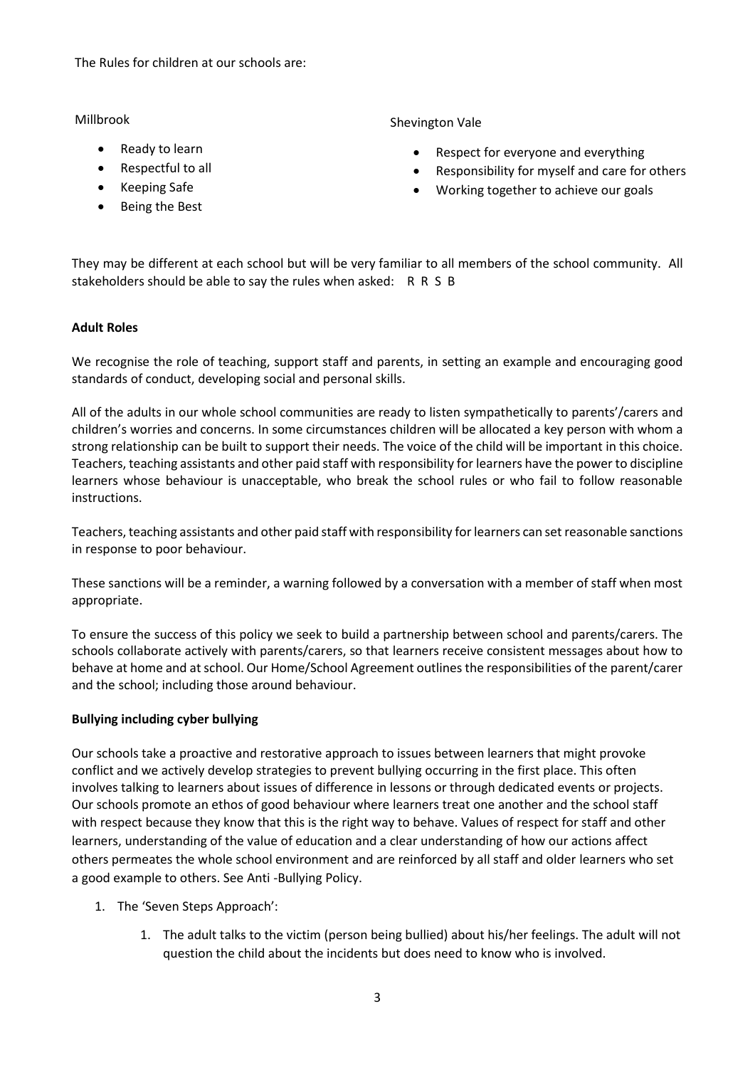The Rules for children at our schools are:

Millbrook

- Ready to learn
- Respectful to all
- Keeping Safe
- Being the Best

Shevington Vale

- Respect for everyone and everything
- Responsibility for myself and care for others
- Working together to achieve our goals

They may be different at each school but will be very familiar to all members of the school community. All stakeholders should be able to say the rules when asked: R R S B

**Adult Roles**

We recognise the role of teaching, support staff and parents, in setting an example and encouraging good standards of conduct, developing social and personal skills.

All of the adults in our whole school communities are ready to listen sympathetically to parents'/carers and children's worries and concerns. In some circumstances children will be allocated a key person with whom a strong relationship can be built to support their needs. The voice of the child will be important in this choice. Teachers, teaching assistants and other paid staff with responsibility for learners have the power to discipline learners whose behaviour is unacceptable, who break the school rules or who fail to follow reasonable instructions.

Teachers, teaching assistants and other paid staff with responsibility for learners can set reasonable sanctions in response to poor behaviour.

These sanctions will be a reminder, a warning followed by a conversation with a member of staff when most appropriate.

To ensure the success of this policy we seek to build a partnership between school and parents/carers. The schools collaborate actively with parents/carers, so that learners receive consistent messages about how to behave at home and at school. Our Home/School Agreement outlines the responsibilities of the parent/carer and the school; including those around behaviour.

**Bullying including cyber bullying**

Our schools take a proactive and restorative approach to issues between learners that might provoke conflict and we actively develop strategies to prevent bullying occurring in the first place. This often involves talking to learners about issues of difference in lessons or through dedicated events or projects. Our schools promote an ethos of good behaviour where learners treat one another and the school staff with respect because they know that this is the right way to behave. Values of respect for staff and other learners, understanding of the value of education and a clear understanding of how our actions affect others permeates the whole school environment and are reinforced by all staff and older learners who set a good example to others. See Anti -Bullying Policy.

1. The 'Seven Steps Approach':
    1. The adult talks to the victim (person being bullied) about his/her feelings. The adult will not question the child about the incidents but does need to know who is involved.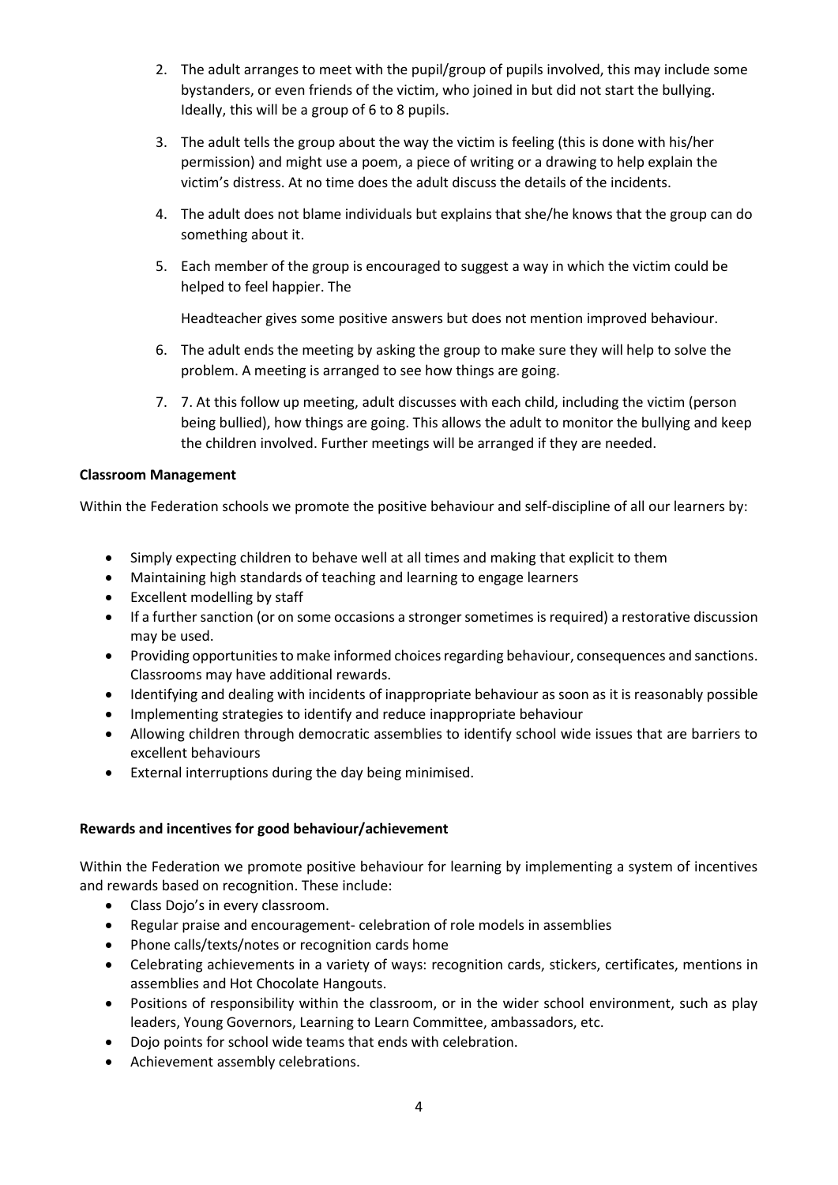2. The adult arranges to meet with the pupil/group of pupils involved, this may include some bystanders, or even friends of the victim, who joined in but did not start the bullying. Ideally, this will be a group of 6 to 8 pupils.
3. The adult tells the group about the way the victim is feeling (this is done with his/her permission) and might use a poem, a piece of writing or a drawing to help explain the victim's distress. At no time does the adult discuss the details of the incidents.
4. The adult does not blame individuals but explains that she/he knows that the group can do something about it.
5. Each member of the group is encouraged to suggest a way in which the victim could be helped to feel happier. The

   Headteacher gives some positive answers but does not mention improved behaviour.
6. The adult ends the meeting by asking the group to make sure they will help to solve the problem. A meeting is arranged to see how things are going.
7. 7. At this follow up meeting, adult discusses with each child, including the victim (person being bullied), how things are going. This allows the adult to monitor the bullying and keep the children involved. Further meetings will be arranged if they are needed.

**Classroom Management**

Within the Federation schools we promote the positive behaviour and self-discipline of all our learners by:

- Simply expecting children to behave well at all times and making that explicit to them
- Maintaining high standards of teaching and learning to engage learners
- Excellent modelling by staff
- If a further sanction (or on some occasions a stronger sometimes is required) a restorative discussion may be used.
- Providing opportunities to make informed choices regarding behaviour, consequences and sanctions. Classrooms may have additional rewards.
- Identifying and dealing with incidents of inappropriate behaviour as soon as it is reasonably possible
- Implementing strategies to identify and reduce inappropriate behaviour
- Allowing children through democratic assemblies to identify school wide issues that are barriers to excellent behaviours
- External interruptions during the day being minimised.

**Rewards and incentives for good behaviour/achievement**

Within the Federation we promote positive behaviour for learning by implementing a system of incentives and rewards based on recognition. These include:

- Class Dojo's in every classroom.
- Regular praise and encouragement- celebration of role models in assemblies
- Phone calls/texts/notes or recognition cards home
- Celebrating achievements in a variety of ways: recognition cards, stickers, certificates, mentions in assemblies and Hot Chocolate Hangouts.
- Positions of responsibility within the classroom, or in the wider school environment, such as play leaders, Young Governors, Learning to Learn Committee, ambassadors, etc.
- Dojo points for school wide teams that ends with celebration.
- Achievement assembly celebrations.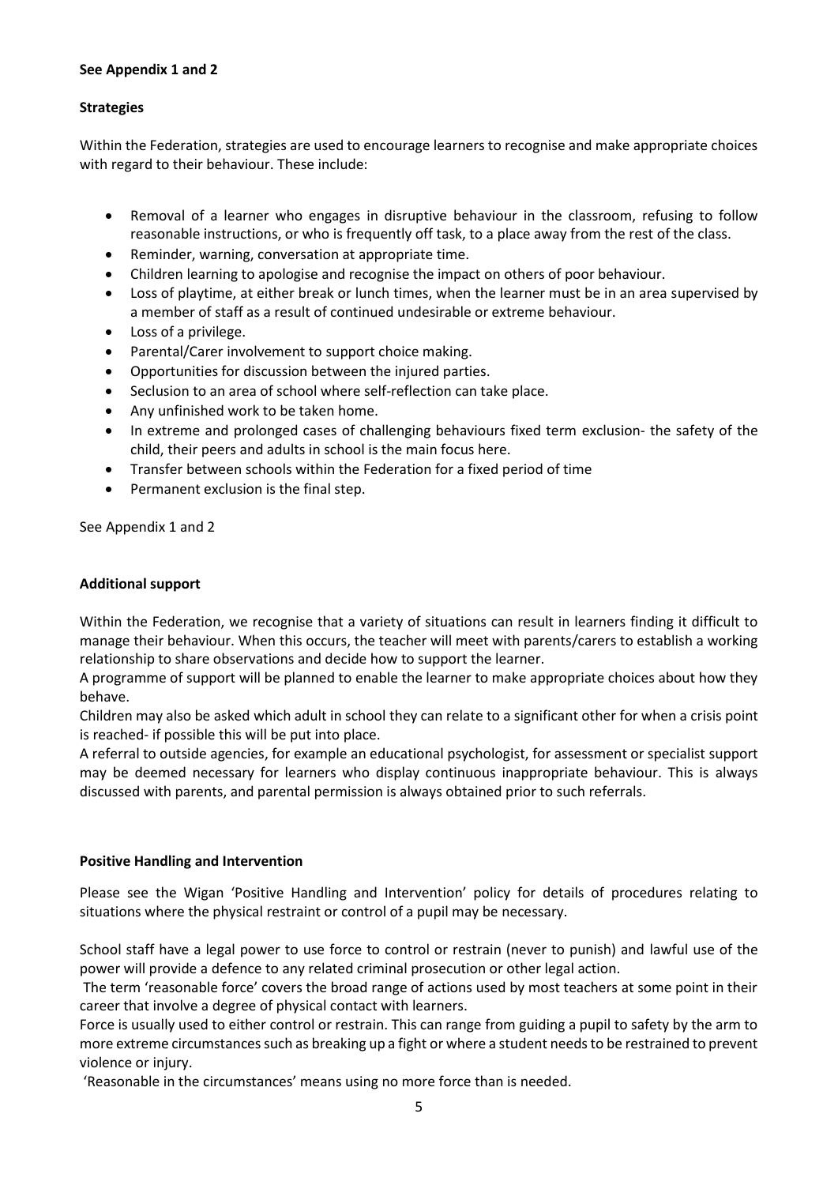**See Appendix 1 and 2**

**Strategies**

Within the Federation, strategies are used to encourage learners to recognise and make appropriate choices with regard to their behaviour. These include:

- Removal of a learner who engages in disruptive behaviour in the classroom, refusing to follow reasonable instructions, or who is frequently off task, to a place away from the rest of the class.
- Reminder, warning, conversation at appropriate time.
- Children learning to apologise and recognise the impact on others of poor behaviour.
- Loss of playtime, at either break or lunch times, when the learner must be in an area supervised by a member of staff as a result of continued undesirable or extreme behaviour.
- Loss of a privilege.
- Parental/Carer involvement to support choice making.
- Opportunities for discussion between the injured parties.
- Seclusion to an area of school where self-reflection can take place.
- Any unfinished work to be taken home.
- In extreme and prolonged cases of challenging behaviours fixed term exclusion- the safety of the child, their peers and adults in school is the main focus here.
- Transfer between schools within the Federation for a fixed period of time
- Permanent exclusion is the final step.

See Appendix 1 and 2

**Additional support**

Within the Federation, we recognise that a variety of situations can result in learners finding it difficult to manage their behaviour. When this occurs, the teacher will meet with parents/carers to establish a working relationship to share observations and decide how to support the learner.

A programme of support will be planned to enable the learner to make appropriate choices about how they behave.

Children may also be asked which adult in school they can relate to a significant other for when a crisis point is reached- if possible this will be put into place.

A referral to outside agencies, for example an educational psychologist, for assessment or specialist support may be deemed necessary for learners who display continuous inappropriate behaviour. This is always discussed with parents, and parental permission is always obtained prior to such referrals.

**Positive Handling and Intervention**

Please see the Wigan 'Positive Handling and Intervention' policy for details of procedures relating to situations where the physical restraint or control of a pupil may be necessary.

School staff have a legal power to use force to control or restrain (never to punish) and lawful use of the power will provide a defence to any related criminal prosecution or other legal action.

The term 'reasonable force' covers the broad range of actions used by most teachers at some point in their career that involve a degree of physical contact with learners.

Force is usually used to either control or restrain. This can range from guiding a pupil to safety by the arm to more extreme circumstances such as breaking up a fight or where a student needs to be restrained to prevent violence or injury.

'Reasonable in the circumstances' means using no more force than is needed.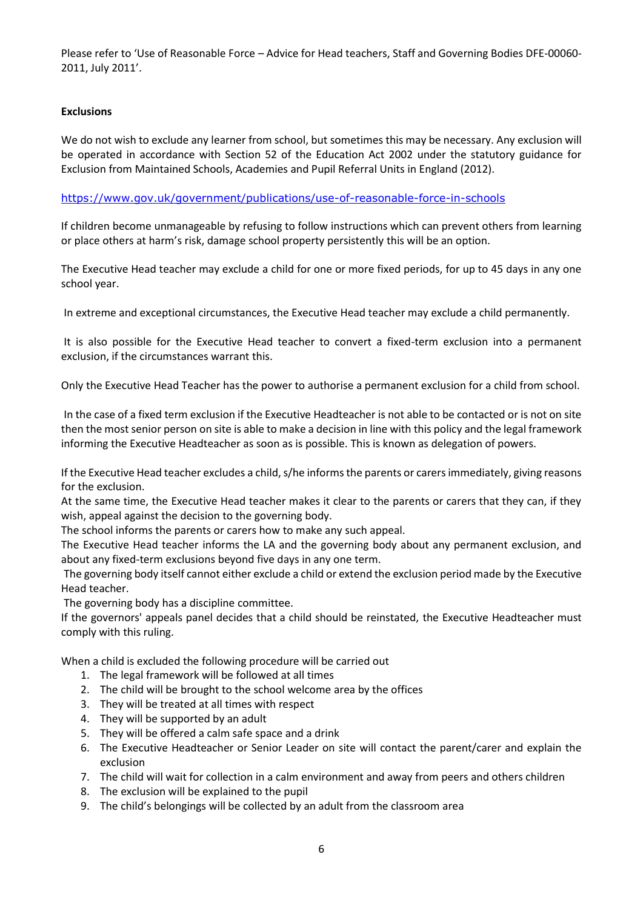Please refer to 'Use of Reasonable Force – Advice for Head teachers, Staff and Governing Bodies DFE-00060-2011, July 2011'.

**Exclusions**

We do not wish to exclude any learner from school, but sometimes this may be necessary. Any exclusion will be operated in accordance with Section 52 of the Education Act 2002 under the statutory guidance for Exclusion from Maintained Schools, Academies and Pupil Referral Units in England (2012).

https://www.gov.uk/government/publications/use-of-reasonable-force-in-schools

If children become unmanageable by refusing to follow instructions which can prevent others from learning or place others at harm's risk, damage school property persistently this will be an option.

The Executive Head teacher may exclude a child for one or more fixed periods, for up to 45 days in any one school year.

In extreme and exceptional circumstances, the Executive Head teacher may exclude a child permanently.

It is also possible for the Executive Head teacher to convert a fixed-term exclusion into a permanent exclusion, if the circumstances warrant this.

Only the Executive Head Teacher has the power to authorise a permanent exclusion for a child from school.

In the case of a fixed term exclusion if the Executive Headteacher is not able to be contacted or is not on site then the most senior person on site is able to make a decision in line with this policy and the legal framework informing the Executive Headteacher as soon as is possible. This is known as delegation of powers.

If the Executive Head teacher excludes a child, s/he informs the parents or carers immediately, giving reasons for the exclusion.
At the same time, the Executive Head teacher makes it clear to the parents or carers that they can, if they wish, appeal against the decision to the governing body.
The school informs the parents or carers how to make any such appeal.
The Executive Head teacher informs the LA and the governing body about any permanent exclusion, and about any fixed-term exclusions beyond five days in any one term.
The governing body itself cannot either exclude a child or extend the exclusion period made by the Executive Head teacher.
The governing body has a discipline committee.
If the governors' appeals panel decides that a child should be reinstated, the Executive Headteacher must comply with this ruling.

When a child is excluded the following procedure will be carried out

1. The legal framework will be followed at all times
2. The child will be brought to the school welcome area by the offices
3. They will be treated at all times with respect
4. They will be supported by an adult
5. They will be offered a calm safe space and a drink
6. The Executive Headteacher or Senior Leader on site will contact the parent/carer and explain the exclusion
7. The child will wait for collection in a calm environment and away from peers and others children
8. The exclusion will be explained to the pupil
9. The child's belongings will be collected by an adult from the classroom area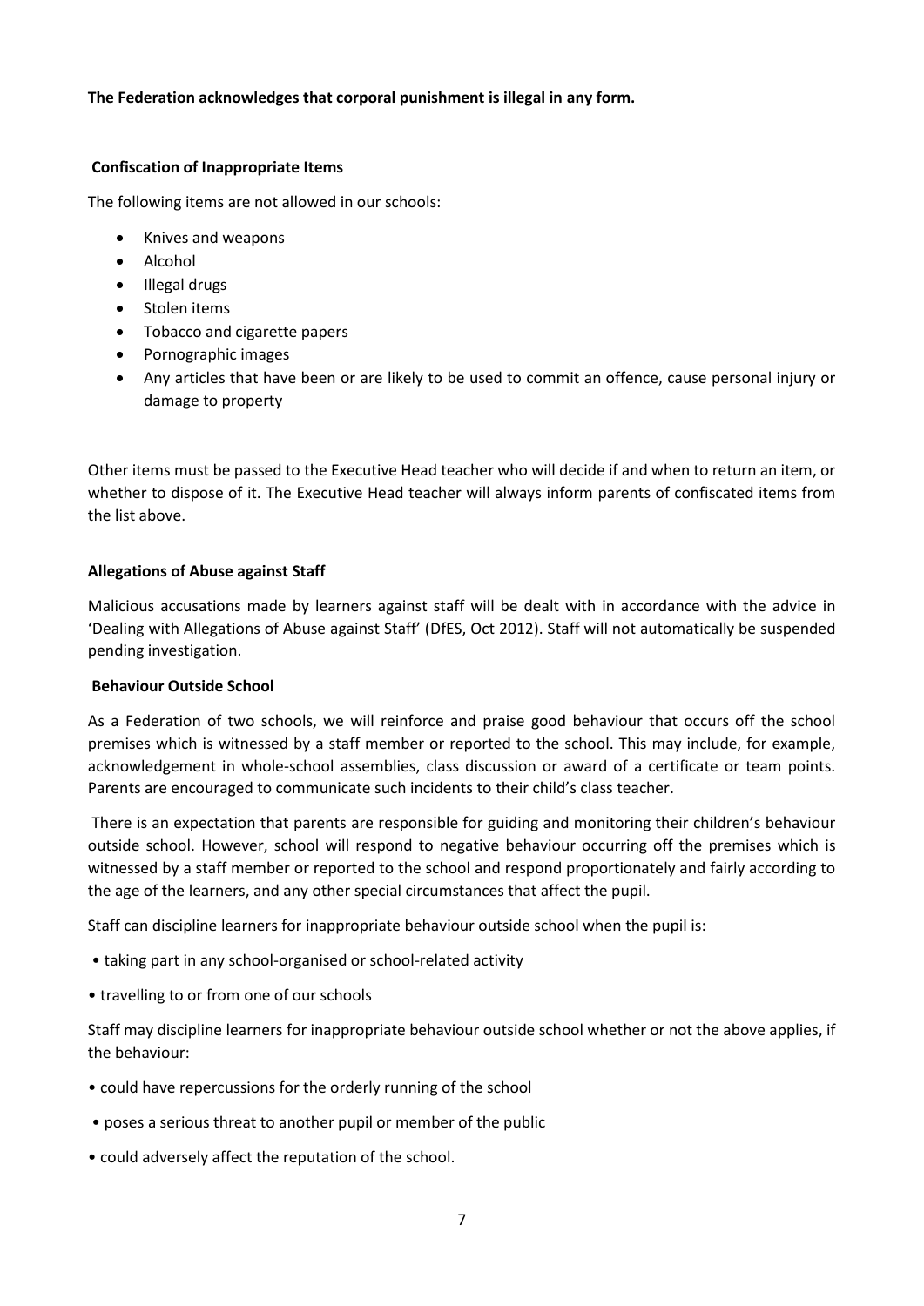**The Federation acknowledges that corporal punishment is illegal in any form.**

### Confiscation of Inappropriate Items

The following items are not allowed in our schools:

- Knives and weapons
- Alcohol
- Illegal drugs
- Stolen items
- Tobacco and cigarette papers
- Pornographic images
- Any articles that have been or are likely to be used to commit an offence, cause personal injury or damage to property

Other items must be passed to the Executive Head teacher who will decide if and when to return an item, or whether to dispose of it. The Executive Head teacher will always inform parents of confiscated items from the list above.

### Allegations of Abuse against Staff

Malicious accusations made by learners against staff will be dealt with in accordance with the advice in 'Dealing with Allegations of Abuse against Staff' (DfES, Oct 2012). Staff will not automatically be suspended pending investigation.

### Behaviour Outside School

As a Federation of two schools, we will reinforce and praise good behaviour that occurs off the school premises which is witnessed by a staff member or reported to the school. This may include, for example, acknowledgement in whole-school assemblies, class discussion or award of a certificate or team points. Parents are encouraged to communicate such incidents to their child's class teacher.

There is an expectation that parents are responsible for guiding and monitoring their children's behaviour outside school. However, school will respond to negative behaviour occurring off the premises which is witnessed by a staff member or reported to the school and respond proportionately and fairly according to the age of the learners, and any other special circumstances that affect the pupil.

Staff can discipline learners for inappropriate behaviour outside school when the pupil is:

- taking part in any school-organised or school-related activity
- travelling to or from one of our schools

Staff may discipline learners for inappropriate behaviour outside school whether or not the above applies, if the behaviour:

- could have repercussions for the orderly running of the school
- poses a serious threat to another pupil or member of the public
- could adversely affect the reputation of the school.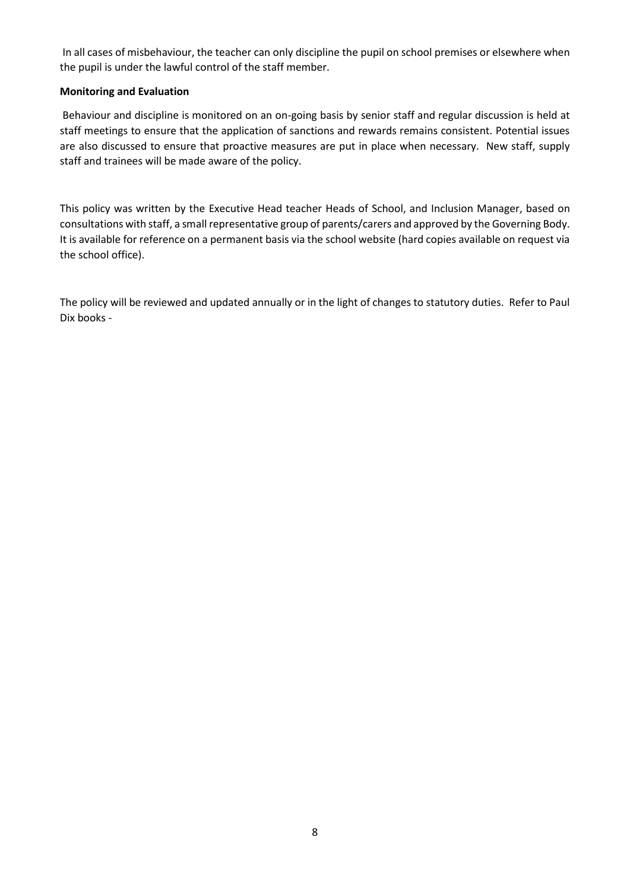In all cases of misbehaviour, the teacher can only discipline the pupil on school premises or elsewhere when the pupil is under the lawful control of the staff member.

**Monitoring and Evaluation**

Behaviour and discipline is monitored on an on-going basis by senior staff and regular discussion is held at staff meetings to ensure that the application of sanctions and rewards remains consistent. Potential issues are also discussed to ensure that proactive measures are put in place when necessary. New staff, supply staff and trainees will be made aware of the policy.

This policy was written by the Executive Head teacher Heads of School, and Inclusion Manager, based on consultations with staff, a small representative group of parents/carers and approved by the Governing Body. It is available for reference on a permanent basis via the school website (hard copies available on request via the school office).

The policy will be reviewed and updated annually or in the light of changes to statutory duties. Refer to Paul Dix books -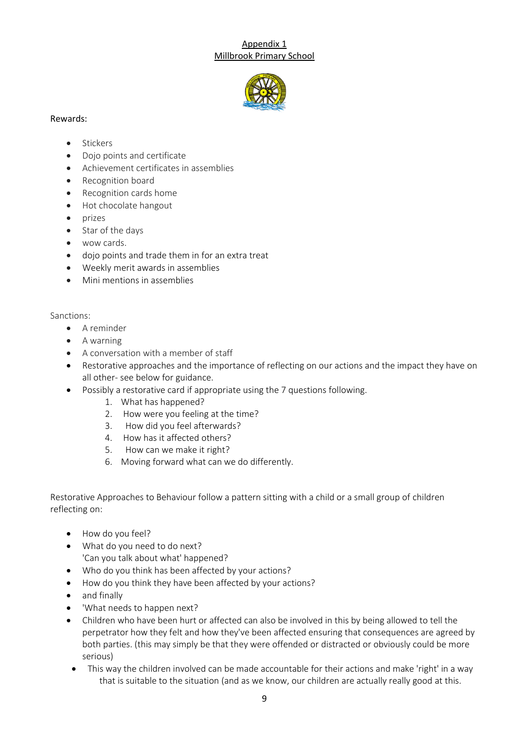Appendix 1
Millbrook Primary School

Rewards:

- Stickers
- Dojo points and certificate
- Achievement certificates in assemblies
- Recognition board
- Recognition cards home
- Hot chocolate hangout
- prizes
- Star of the days
- wow cards.
- dojo points and trade them in for an extra treat
- Weekly merit awards in assemblies
- Mini mentions in assemblies

Sanctions:

- A reminder
- A warning
- A conversation with a member of staff
- Restorative approaches and the importance of reflecting on our actions and the impact they have on all other- see below for guidance.
- Possibly a restorative card if appropriate using the 7 questions following.
  1. What has happened?
  2. How were you feeling at the time?
  3. How did you feel afterwards?
  4. How has it affected others?
  5. How can we make it right?
  6. Moving forward what can we do differently.

Restorative Approaches to Behaviour follow a pattern sitting with a child or a small group of children reflecting on:

- How do you feel?
- What do you need to do next?
  'Can you talk about what' happened?
- Who do you think has been affected by your actions?
- How do you think they have been affected by your actions?
- and finally
- 'What needs to happen next?
- Children who have been hurt or affected can also be involved in this by being allowed to tell the perpetrator how they felt and how they've been affected ensuring that consequences are agreed by both parties. (this may simply be that they were offended or distracted or obviously could be more serious)
- This way the children involved can be made accountable for their actions and make 'right' in a way that is suitable to the situation (and as we know, our children are actually really good at this.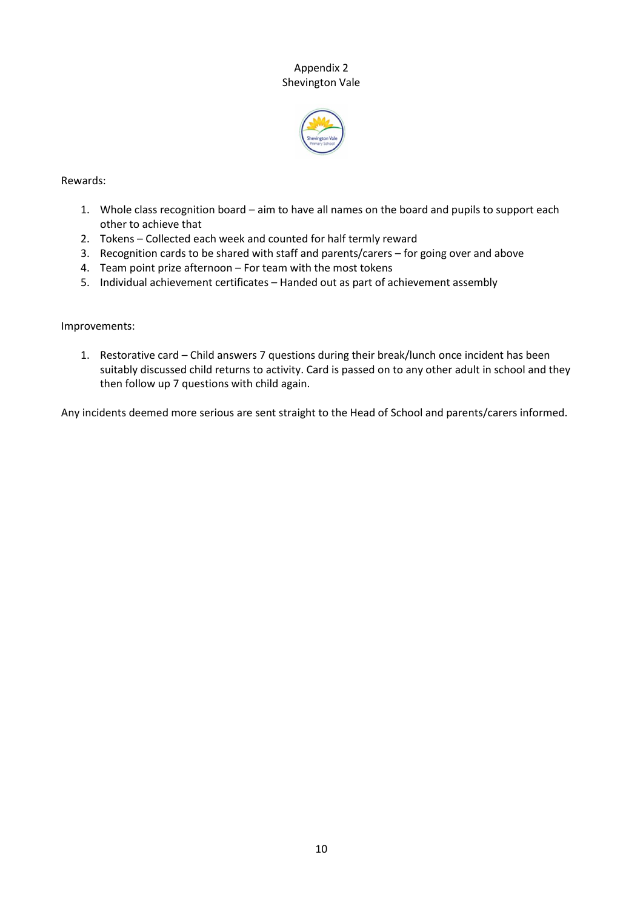# Appendix 2
## Shevington Vale

Rewards:

1. Whole class recognition board – aim to have all names on the board and pupils to support each other to achieve that
2. Tokens – Collected each week and counted for half termly reward
3. Recognition cards to be shared with staff and parents/carers – for going over and above
4. Team point prize afternoon – For team with the most tokens
5. Individual achievement certificates – Handed out as part of achievement assembly

Improvements:

1. Restorative card – Child answers 7 questions during their break/lunch once incident has been suitably discussed child returns to activity. Card is passed on to any other adult in school and they then follow up 7 questions with child again.

Any incidents deemed more serious are sent straight to the Head of School and parents/carers informed.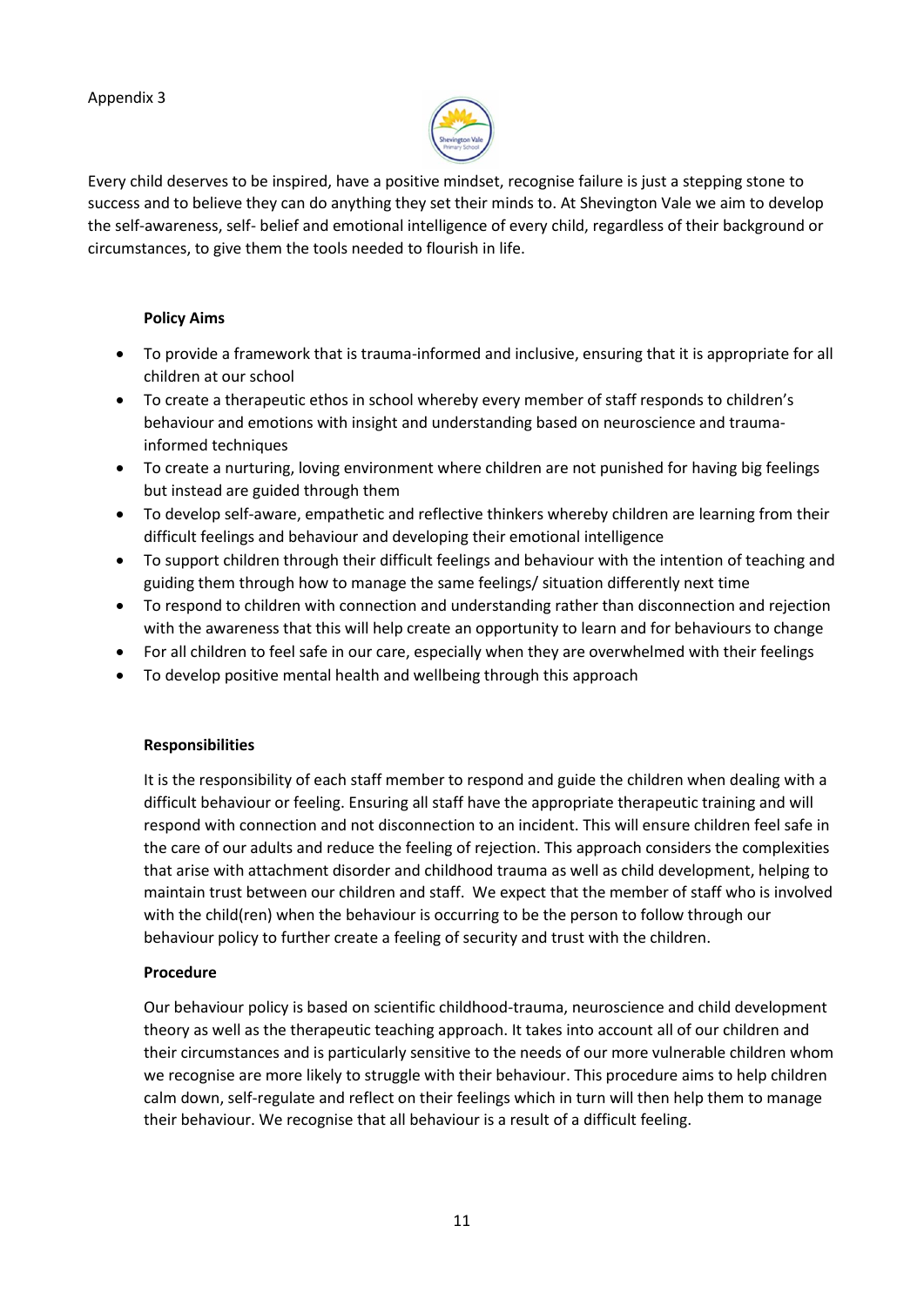Appendix 3

Every child deserves to be inspired, have a positive mindset, recognise failure is just a stepping stone to success and to believe they can do anything they set their minds to. At Shevington Vale we aim to develop the self-awareness, self- belief and emotional intelligence of every child, regardless of their background or circumstances, to give them the tools needed to flourish in life.

**Policy Aims**

- To provide a framework that is trauma-informed and inclusive, ensuring that it is appropriate for all children at our school
- To create a therapeutic ethos in school whereby every member of staff responds to children's behaviour and emotions with insight and understanding based on neuroscience and trauma-informed techniques
- To create a nurturing, loving environment where children are not punished for having big feelings but instead are guided through them
- To develop self-aware, empathetic and reflective thinkers whereby children are learning from their difficult feelings and behaviour and developing their emotional intelligence
- To support children through their difficult feelings and behaviour with the intention of teaching and guiding them through how to manage the same feelings/ situation differently next time
- To respond to children with connection and understanding rather than disconnection and rejection with the awareness that this will help create an opportunity to learn and for behaviours to change
- For all children to feel safe in our care, especially when they are overwhelmed with their feelings
- To develop positive mental health and wellbeing through this approach

**Responsibilities**

It is the responsibility of each staff member to respond and guide the children when dealing with a difficult behaviour or feeling. Ensuring all staff have the appropriate therapeutic training and will respond with connection and not disconnection to an incident. This will ensure children feel safe in the care of our adults and reduce the feeling of rejection. This approach considers the complexities that arise with attachment disorder and childhood trauma as well as child development, helping to maintain trust between our children and staff. We expect that the member of staff who is involved with the child(ren) when the behaviour is occurring to be the person to follow through our behaviour policy to further create a feeling of security and trust with the children.

**Procedure**

Our behaviour policy is based on scientific childhood-trauma, neuroscience and child development theory as well as the therapeutic teaching approach. It takes into account all of our children and their circumstances and is particularly sensitive to the needs of our more vulnerable children whom we recognise are more likely to struggle with their behaviour. This procedure aims to help children calm down, self-regulate and reflect on their feelings which in turn will then help them to manage their behaviour. We recognise that all behaviour is a result of a difficult feeling.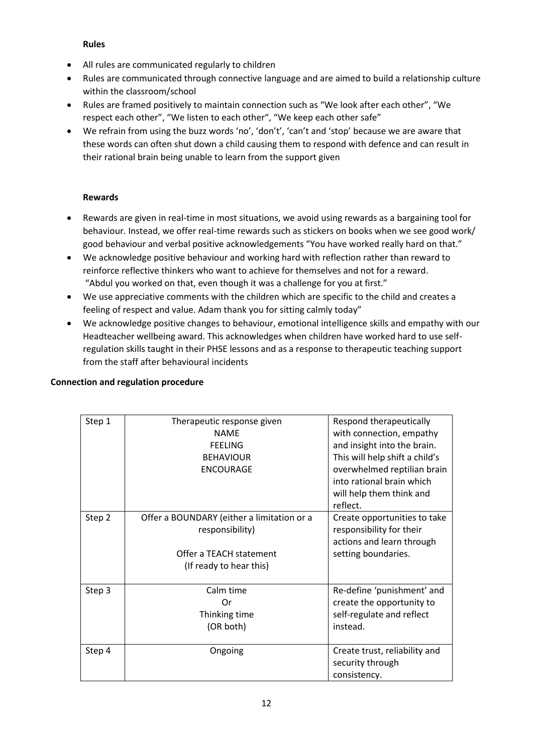### Rules

- All rules are communicated regularly to children
- Rules are communicated through connective language and are aimed to build a relationship culture within the classroom/school
- Rules are framed positively to maintain connection such as "We look after each other", "We respect each other", "We listen to each other", "We keep each other safe"
- We refrain from using the buzz words 'no', 'don't', 'can't and 'stop' because we are aware that these words can often shut down a child causing them to respond with defence and can result in their rational brain being unable to learn from the support given

### Rewards

- Rewards are given in real-time in most situations, we avoid using rewards as a bargaining tool for behaviour. Instead, we offer real-time rewards such as stickers on books when we see good work/ good behaviour and verbal positive acknowledgements "You have worked really hard on that."
- We acknowledge positive behaviour and working hard with reflection rather than reward to reinforce reflective thinkers who want to achieve for themselves and not for a reward. "Abdul you worked on that, even though it was a challenge for you at first."
- We use appreciative comments with the children which are specific to the child and creates a feeling of respect and value. Adam thank you for sitting calmly today"
- We acknowledge positive changes to behaviour, emotional intelligence skills and empathy with our Headteacher wellbeing award. This acknowledges when children have worked hard to use self-regulation skills taught in their PHSE lessons and as a response to therapeutic teaching support from the staff after behavioural incidents

## Connection and regulation procedure

| | | |
|---|---|---|
| Step 1 | Therapeutic response given<br>NAME<br>FEELING<br>BEHAVIOUR<br>ENCOURAGE | Respond therapeutically with connection, empathy and insight into the brain. This will help shift a child's overwhelmed reptilian brain into rational brain which will help them think and reflect. |
| Step 2 | Offer a BOUNDARY (either a limitation or a responsibility)<br><br>Offer a TEACH statement<br>(If ready to hear this) | Create opportunities to take responsibility for their actions and learn through setting boundaries. |
| Step 3 | Calm time<br>Or<br>Thinking time<br>(OR both) | Re-define 'punishment' and create the opportunity to self-regulate and reflect instead. |
| Step 4 | Ongoing | Create trust, reliability and security through consistency. |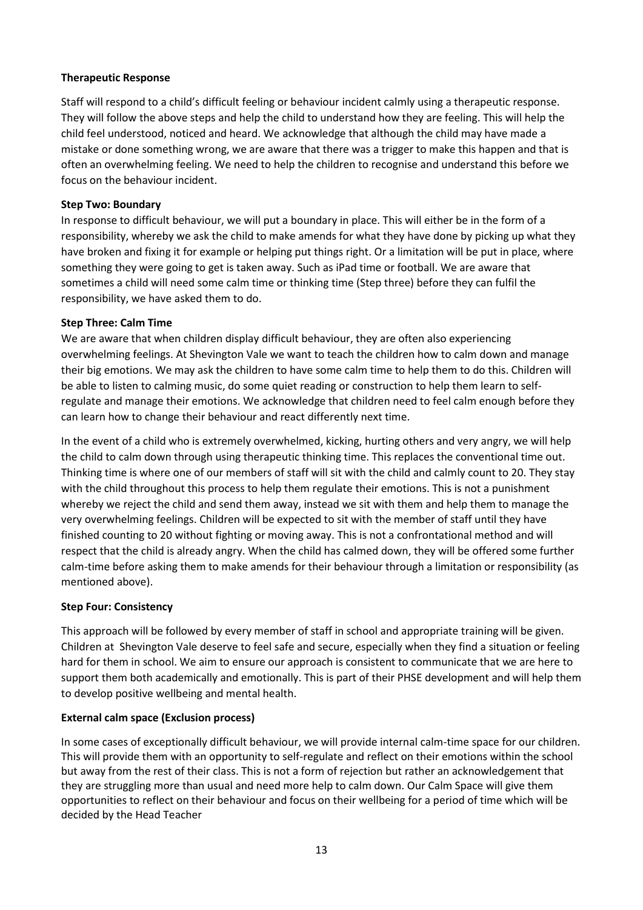**Therapeutic Response**

Staff will respond to a child's difficult feeling or behaviour incident calmly using a therapeutic response. They will follow the above steps and help the child to understand how they are feeling. This will help the child feel understood, noticed and heard. We acknowledge that although the child may have made a mistake or done something wrong, we are aware that there was a trigger to make this happen and that is often an overwhelming feeling. We need to help the children to recognise and understand this before we focus on the behaviour incident.

**Step Two: Boundary**

In response to difficult behaviour, we will put a boundary in place. This will either be in the form of a responsibility, whereby we ask the child to make amends for what they have done by picking up what they have broken and fixing it for example or helping put things right. Or a limitation will be put in place, where something they were going to get is taken away. Such as iPad time or football. We are aware that sometimes a child will need some calm time or thinking time (Step three) before they can fulfil the responsibility, we have asked them to do.

**Step Three: Calm Time**

We are aware that when children display difficult behaviour, they are often also experiencing overwhelming feelings. At Shevington Vale we want to teach the children how to calm down and manage their big emotions. We may ask the children to have some calm time to help them to do this. Children will be able to listen to calming music, do some quiet reading or construction to help them learn to self-regulate and manage their emotions. We acknowledge that children need to feel calm enough before they can learn how to change their behaviour and react differently next time.

In the event of a child who is extremely overwhelmed, kicking, hurting others and very angry, we will help the child to calm down through using therapeutic thinking time. This replaces the conventional time out. Thinking time is where one of our members of staff will sit with the child and calmly count to 20. They stay with the child throughout this process to help them regulate their emotions. This is not a punishment whereby we reject the child and send them away, instead we sit with them and help them to manage the very overwhelming feelings. Children will be expected to sit with the member of staff until they have finished counting to 20 without fighting or moving away. This is not a confrontational method and will respect that the child is already angry. When the child has calmed down, they will be offered some further calm-time before asking them to make amends for their behaviour through a limitation or responsibility (as mentioned above).

**Step Four: Consistency**

This approach will be followed by every member of staff in school and appropriate training will be given. Children at Shevington Vale deserve to feel safe and secure, especially when they find a situation or feeling hard for them in school. We aim to ensure our approach is consistent to communicate that we are here to support them both academically and emotionally. This is part of their PHSE development and will help them to develop positive wellbeing and mental health.

**External calm space (Exclusion process)**

In some cases of exceptionally difficult behaviour, we will provide internal calm-time space for our children. This will provide them with an opportunity to self-regulate and reflect on their emotions within the school but away from the rest of their class. This is not a form of rejection but rather an acknowledgement that they are struggling more than usual and need more help to calm down. Our Calm Space will give them opportunities to reflect on their behaviour and focus on their wellbeing for a period of time which will be decided by the Head Teacher